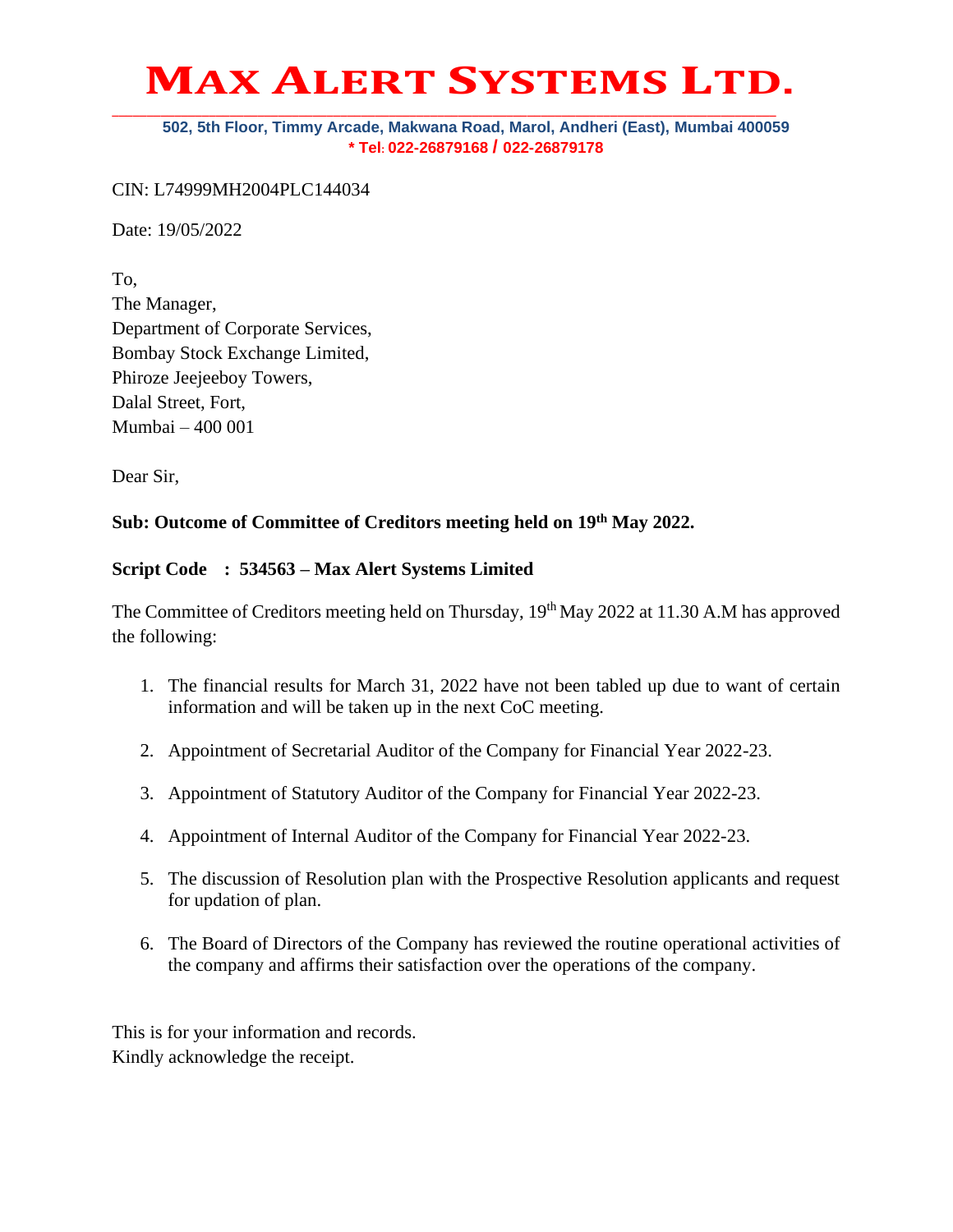# MAX ALERT SYSTEMS LTD.

**502, 5th Floor, Timmy Arcade, Makwana Road, Marol, Andheri (East), Mumbai 400059**
**\* Tel: 022-26879168 / 022-26879178**

CIN: L74999MH2004PLC144034

Date: 19/05/2022

To,
The Manager,
Department of Corporate Services,
Bombay Stock Exchange Limited,
Phiroze Jeejeeboy Towers,
Dalal Street, Fort,
Mumbai – 400 001

Dear Sir,

**Sub: Outcome of Committee of Creditors meeting held on 19th May 2022.**

**Script Code : 534563 – Max Alert Systems Limited**

The Committee of Creditors meeting held on Thursday, 19th May 2022 at 11.30 A.M has approved the following:

1. The financial results for March 31, 2022 have not been tabled up due to want of certain information and will be taken up in the next CoC meeting.

2. Appointment of Secretarial Auditor of the Company for Financial Year 2022-23.

3. Appointment of Statutory Auditor of the Company for Financial Year 2022-23.

4. Appointment of Internal Auditor of the Company for Financial Year 2022-23.

5. The discussion of Resolution plan with the Prospective Resolution applicants and request for updation of plan.

6. The Board of Directors of the Company has reviewed the routine operational activities of the company and affirms their satisfaction over the operations of the company.

This is for your information and records.
Kindly acknowledge the receipt.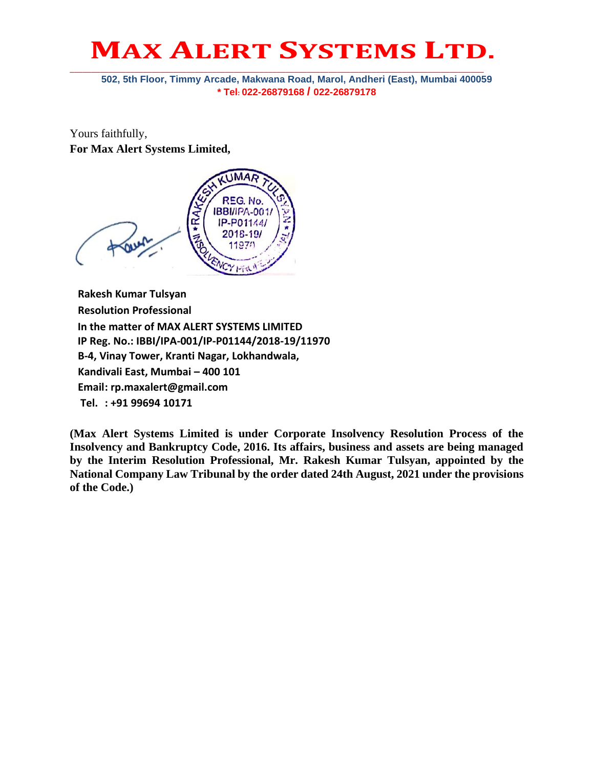# MAX ALERT SYSTEMS LTD.

502, 5th Floor, Timmy Arcade, Makwana Road, Marol, Andheri (East), Mumbai 400059
* Tel: 022-26879168 / 022-26879178

Yours faithfully,
**For Max Alert Systems Limited,**

**Rakesh Kumar Tulsyan**
**Resolution Professional**
**In the matter of MAX ALERT SYSTEMS LIMITED**
**IP Reg. No.: IBBI/IPA-001/IP-P01144/2018-19/11970**
**B-4, Vinay Tower, Kranti Nagar, Lokhandwala,**
**Kandivali East, Mumbai – 400 101**
**Email: rp.maxalert@gmail.com**
**Tel. : +91 99694 10171**

**(Max Alert Systems Limited is under Corporate Insolvency Resolution Process of the Insolvency and Bankruptcy Code, 2016. Its affairs, business and assets are being managed by the Interim Resolution Professional, Mr. Rakesh Kumar Tulsyan, appointed by the National Company Law Tribunal by the order dated 24th August, 2021 under the provisions of the Code.)**